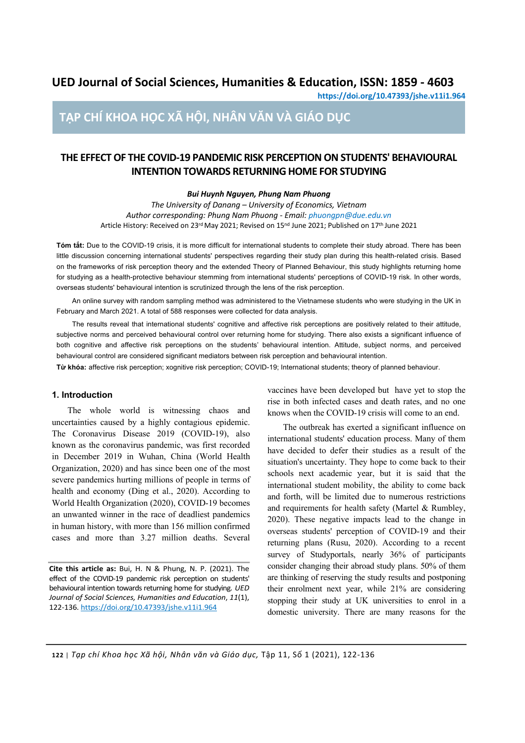# UED Journal of Social Sciences, Humanities & Education, ISSN: 1859 - 4603

https://doi.org/10.47393/jshe.v11i1.964

## TẠP CHÍ KHOA HỌC XÃ HỘI, NHÂN VĂN VÀ GIÁO DỤC

## THE EFFECT OF THE COVID-19 PANDEMIC RISK PERCEPTION ON STUDENTS' BEHAVIOURAL INTENTION TOWARDS RETURNING HOME FOR STUDYING

***Bui Huynh Nguyen, Phung Nam Phuong***

*The University of Danang – University of Economics, Vietnam*

*Author corresponding: Phung Nam Phuong - Email: phuongpn@due.edu.vn*

Article History: Received on 23rd May 2021; Revised on 15th June 2021; Published on 17th June 2021

**Tóm tắt:** Due to the COVID-19 crisis, it is more difficult for international students to complete their study abroad. There has been little discussion concerning international students' perspectives regarding their study plan during this health-related crisis. Based on the frameworks of risk perception theory and the extended Theory of Planned Behaviour, this study highlights returning home for studying as a health-protective behaviour stemming from international students' perceptions of COVID-19 risk. In other words, overseas students' behavioural intention is scrutinized through the lens of the risk perception.

An online survey with random sampling method was administered to the Vietnamese students who were studying in the UK in February and March 2021. A total of 588 responses were collected for data analysis.

The results reveal that international students' cognitive and affective risk perceptions are positively related to their attitude, subjective norms and perceived behavioural control over returning home for studying. There also exists a significant influence of both cognitive and affective risk perceptions on the students' behavioural intention. Attitude, subject norms, and perceived behavioural control are considered significant mediators between risk perception and behavioural intention.

**Từ khóa:** affective risk perception; xognitive risk perception; COVID-19; International students; theory of planned behaviour.

### 1. Introduction

The whole world is witnessing chaos and uncertainties caused by a highly contagious epidemic. The Coronavirus Disease 2019 (COVID-19), also known as the coronavirus pandemic, was first recorded in December 2019 in Wuhan, China (World Health Organization, 2020) and has since been one of the most severe pandemics hurting millions of people in terms of health and economy (Ding et al., 2020). According to World Health Organization (2020), COVID-19 becomes an unwanted winner in the race of deadliest pandemics in human history, with more than 156 million confirmed cases and more than 3.27 million deaths. Several vaccines have been developed but have yet to stop the rise in both infected cases and death rates, and no one knows when the COVID-19 crisis will come to an end.

The outbreak has exerted a significant influence on international students' education process. Many of them have decided to defer their studies as a result of the situation's uncertainty. They hope to come back to their schools next academic year, but it is said that the international student mobility, the ability to come back and forth, will be limited due to numerous restrictions and requirements for health safety (Martel & Rumbley, 2020). These negative impacts lead to the change in overseas students' perception of COVID-19 and their returning plans (Rusu, 2020). According to a recent survey of Studyportals, nearly 36% of participants consider changing their abroad study plans. 50% of them are thinking of reserving the study results and postponing their enrolment next year, while 21% are considering stopping their study at UK universities to enrol in a domestic university. There are many reasons for the

**Cite this article as:** Bui, H. N & Phung, N. P. (2021). The effect of the COVID-19 pandemic risk perception on students' behavioural intention towards returning home for studying. *UED Journal of Social Sciences, Humanities and Education*, *11*(1), 122-136. https://doi.org/10.47393/jshe.v11i1.964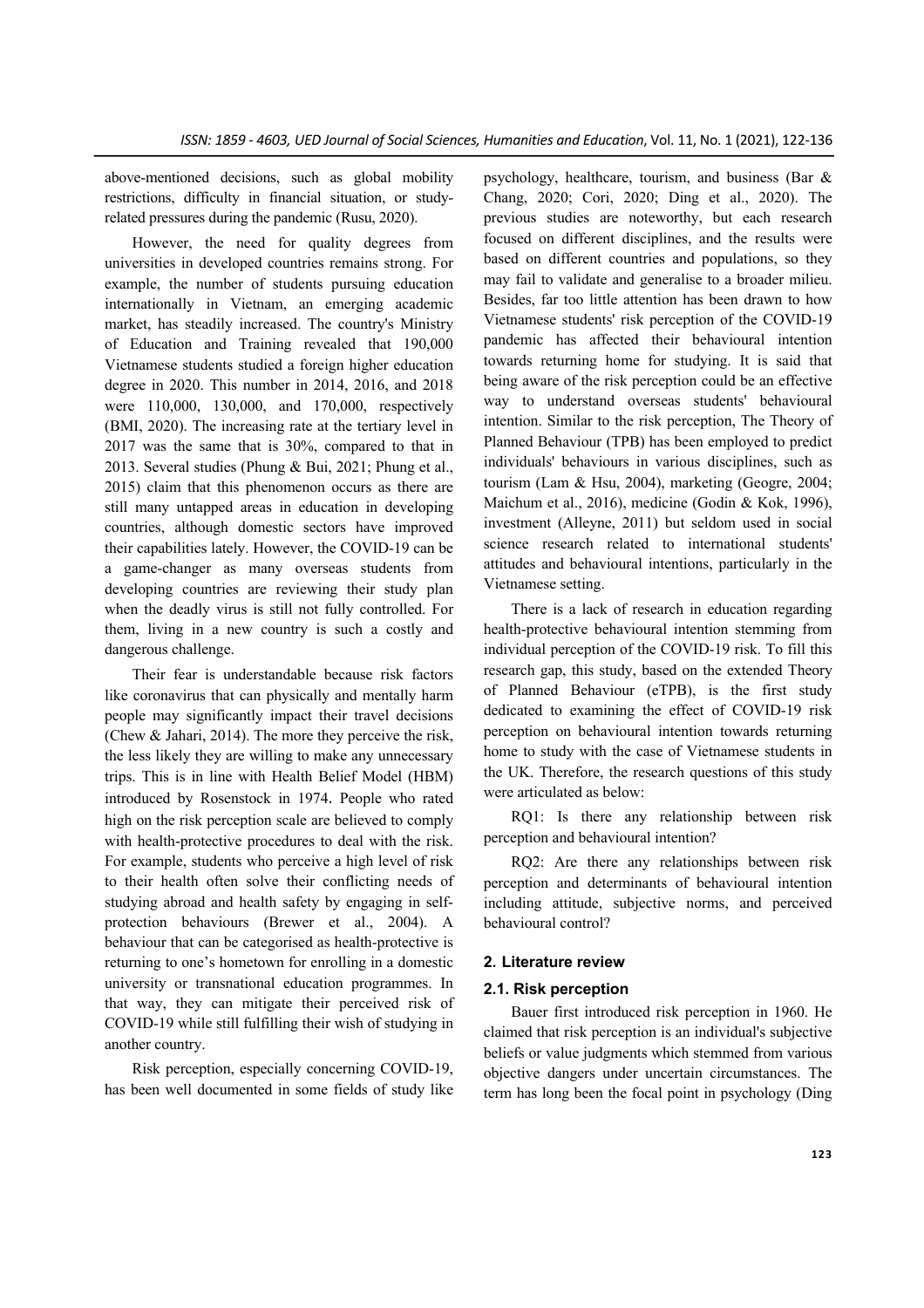above-mentioned decisions, such as global mobility restrictions, difficulty in financial situation, or study-related pressures during the pandemic (Rusu, 2020).

However, the need for quality degrees from universities in developed countries remains strong. For example, the number of students pursuing education internationally in Vietnam, an emerging academic market, has steadily increased. The country's Ministry of Education and Training revealed that 190,000 Vietnamese students studied a foreign higher education degree in 2020. This number in 2014, 2016, and 2018 were 110,000, 130,000, and 170,000, respectively (BMI, 2020). The increasing rate at the tertiary level in 2017 was the same that is 30%, compared to that in 2013. Several studies (Phung & Bui, 2021; Phung et al., 2015) claim that this phenomenon occurs as there are still many untapped areas in education in developing countries, although domestic sectors have improved their capabilities lately. However, the COVID-19 can be a game-changer as many overseas students from developing countries are reviewing their study plan when the deadly virus is still not fully controlled. For them, living in a new country is such a costly and dangerous challenge.

Their fear is understandable because risk factors like coronavirus that can physically and mentally harm people may significantly impact their travel decisions (Chew & Jahari, 2014). The more they perceive the risk, the less likely they are willing to make any unnecessary trips. This is in line with Health Belief Model (HBM) introduced by Rosenstock in 1974. People who rated high on the risk perception scale are believed to comply with health-protective procedures to deal with the risk. For example, students who perceive a high level of risk to their health often solve their conflicting needs of studying abroad and health safety by engaging in self-protection behaviours (Brewer et al., 2004). A behaviour that can be categorised as health-protective is returning to one's hometown for enrolling in a domestic university or transnational education programmes. In that way, they can mitigate their perceived risk of COVID-19 while still fulfilling their wish of studying in another country.

Risk perception, especially concerning COVID-19, has been well documented in some fields of study like psychology, healthcare, tourism, and business (Bar & Chang, 2020; Cori, 2020; Ding et al., 2020). The previous studies are noteworthy, but each research focused on different disciplines, and the results were based on different countries and populations, so they may fail to validate and generalise to a broader milieu. Besides, far too little attention has been drawn to how Vietnamese students' risk perception of the COVID-19 pandemic has affected their behavioural intention towards returning home for studying. It is said that being aware of the risk perception could be an effective way to understand overseas students' behavioural intention. Similar to the risk perception, The Theory of Planned Behaviour (TPB) has been employed to predict individuals' behaviours in various disciplines, such as tourism (Lam & Hsu, 2004), marketing (Geogre, 2004; Maichum et al., 2016), medicine (Godin & Kok, 1996), investment (Alleyne, 2011) but seldom used in social science research related to international students' attitudes and behavioural intentions, particularly in the Vietnamese setting.

There is a lack of research in education regarding health-protective behavioural intention stemming from individual perception of the COVID-19 risk. To fill this research gap, this study, based on the extended Theory of Planned Behaviour (eTPB), is the first study dedicated to examining the effect of COVID-19 risk perception on behavioural intention towards returning home to study with the case of Vietnamese students in the UK. Therefore, the research questions of this study were articulated as below:

RQ1: Is there any relationship between risk perception and behavioural intention?

RQ2: Are there any relationships between risk perception and determinants of behavioural intention including attitude, subjective norms, and perceived behavioural control?

## 2. Literature review

### 2.1. Risk perception

Bauer first introduced risk perception in 1960. He claimed that risk perception is an individual's subjective beliefs or value judgments which stemmed from various objective dangers under uncertain circumstances. The term has long been the focal point in psychology (Ding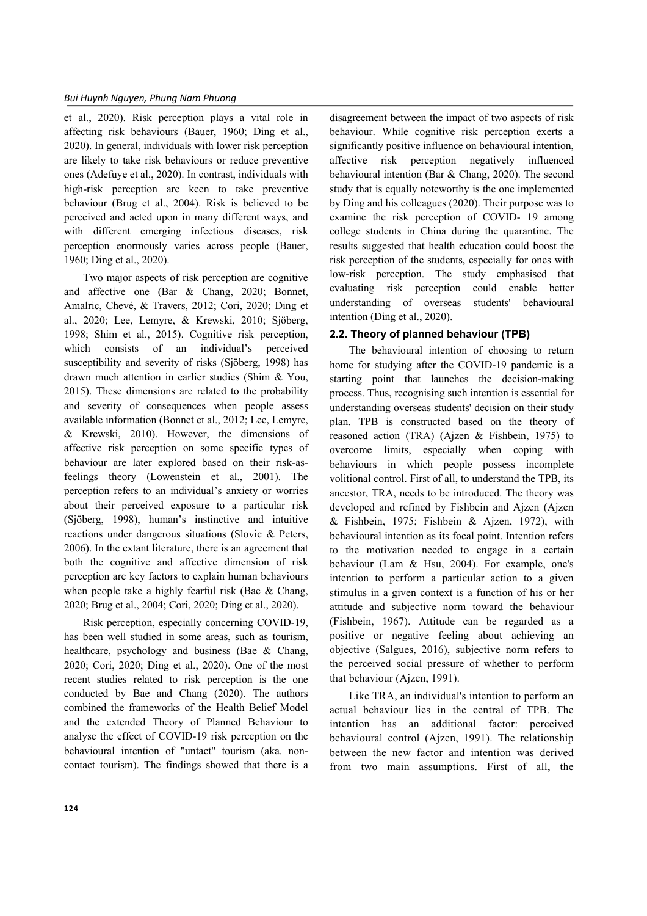et al., 2020). Risk perception plays a vital role in affecting risk behaviours (Bauer, 1960; Ding et al., 2020). In general, individuals with lower risk perception are likely to take risk behaviours or reduce preventive ones (Adefuye et al., 2020). In contrast, individuals with high-risk perception are keen to take preventive behaviour (Brug et al., 2004). Risk is believed to be perceived and acted upon in many different ways, and with different emerging infectious diseases, risk perception enormously varies across people (Bauer, 1960; Ding et al., 2020).

Two major aspects of risk perception are cognitive and affective one (Bar & Chang, 2020; Bonnet, Amalric, Chevé, & Travers, 2012; Cori, 2020; Ding et al., 2020; Lee, Lemyre, & Krewski, 2010; Sjöberg, 1998; Shim et al., 2015). Cognitive risk perception, which consists of an individual's perceived susceptibility and severity of risks (Sjöberg, 1998) has drawn much attention in earlier studies (Shim & You, 2015). These dimensions are related to the probability and severity of consequences when people assess available information (Bonnet et al., 2012; Lee, Lemyre, & Krewski, 2010). However, the dimensions of affective risk perception on some specific types of behaviour are later explored based on their risk-as-feelings theory (Lowenstein et al., 2001). The perception refers to an individual's anxiety or worries about their perceived exposure to a particular risk (Sjöberg, 1998), human's instinctive and intuitive reactions under dangerous situations (Slovic & Peters, 2006). In the extant literature, there is an agreement that both the cognitive and affective dimension of risk perception are key factors to explain human behaviours when people take a highly fearful risk (Bae & Chang, 2020; Brug et al., 2004; Cori, 2020; Ding et al., 2020).

Risk perception, especially concerning COVID-19, has been well studied in some areas, such as tourism, healthcare, psychology and business (Bae & Chang, 2020; Cori, 2020; Ding et al., 2020). One of the most recent studies related to risk perception is the one conducted by Bae and Chang (2020). The authors combined the frameworks of the Health Belief Model and the extended Theory of Planned Behaviour to analyse the effect of COVID-19 risk perception on the behavioural intention of "untact" tourism (aka. non-contact tourism). The findings showed that there is a disagreement between the impact of two aspects of risk behaviour. While cognitive risk perception exerts a significantly positive influence on behavioural intention, affective risk perception negatively influenced behavioural intention (Bar & Chang, 2020). The second study that is equally noteworthy is the one implemented by Ding and his colleagues (2020). Their purpose was to examine the risk perception of COVID- 19 among college students in China during the quarantine. The results suggested that health education could boost the risk perception of the students, especially for ones with low-risk perception. The study emphasised that evaluating risk perception could enable better understanding of overseas students' behavioural intention (Ding et al., 2020).

### 2.2. Theory of planned behaviour (TPB)

The behavioural intention of choosing to return home for studying after the COVID-19 pandemic is a starting point that launches the decision-making process. Thus, recognising such intention is essential for understanding overseas students' decision on their study plan. TPB is constructed based on the theory of reasoned action (TRA) (Ajzen & Fishbein, 1975) to overcome limits, especially when coping with behaviours in which people possess incomplete volitional control. First of all, to understand the TPB, its ancestor, TRA, needs to be introduced. The theory was developed and refined by Fishbein and Ajzen (Ajzen & Fishbein, 1975; Fishbein & Ajzen, 1972), with behavioural intention as its focal point. Intention refers to the motivation needed to engage in a certain behaviour (Lam & Hsu, 2004). For example, one's intention to perform a particular action to a given stimulus in a given context is a function of his or her attitude and subjective norm toward the behaviour (Fishbein, 1967). Attitude can be regarded as a positive or negative feeling about achieving an objective (Salgues, 2016), subjective norm refers to the perceived social pressure of whether to perform that behaviour (Ajzen, 1991).

Like TRA, an individual's intention to perform an actual behaviour lies in the central of TPB. The intention has an additional factor: perceived behavioural control (Ajzen, 1991). The relationship between the new factor and intention was derived from two main assumptions. First of all, the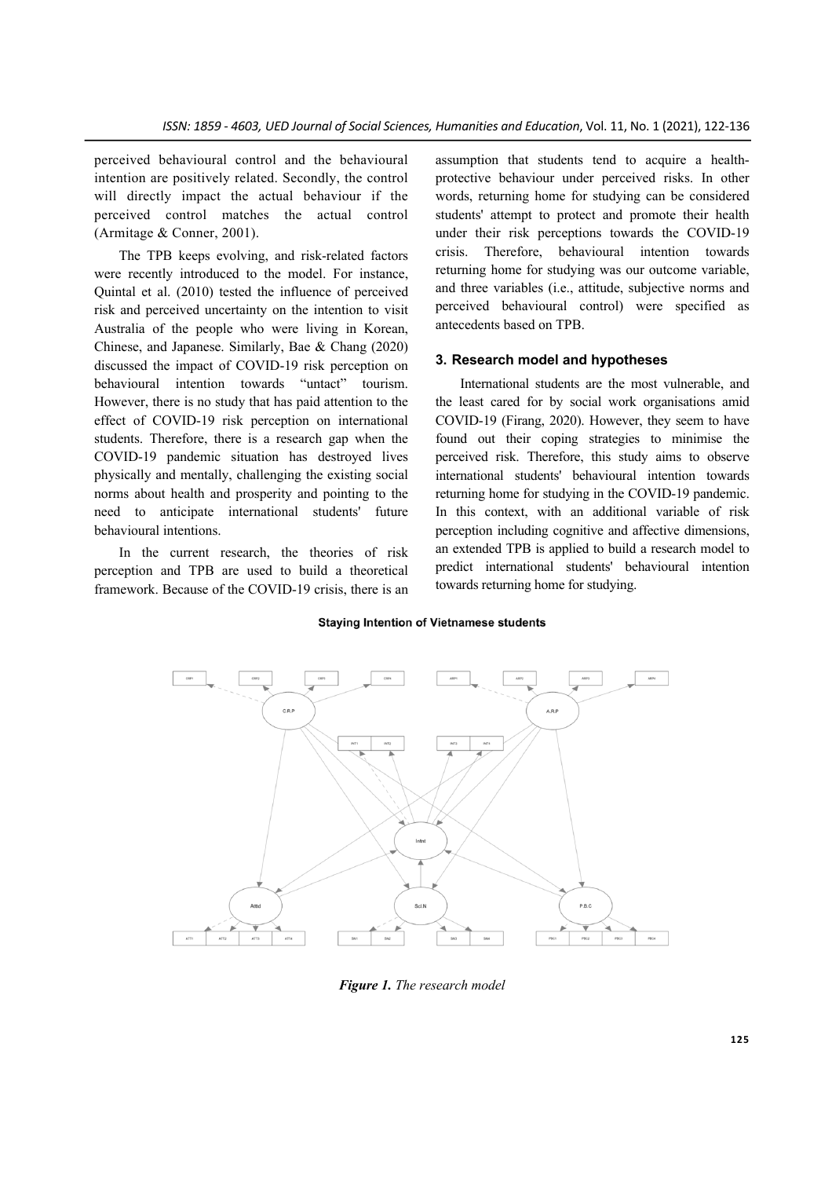perceived behavioural control and the behavioural intention are positively related. Secondly, the control will directly impact the actual behaviour if the perceived control matches the actual control (Armitage & Conner, 2001).

The TPB keeps evolving, and risk-related factors were recently introduced to the model. For instance, Quintal et al. (2010) tested the influence of perceived risk and perceived uncertainty on the intention to visit Australia of the people who were living in Korean, Chinese, and Japanese. Similarly, Bae & Chang (2020) discussed the impact of COVID-19 risk perception on behavioural intention towards "untact" tourism. However, there is no study that has paid attention to the effect of COVID-19 risk perception on international students. Therefore, there is a research gap when the COVID-19 pandemic situation has destroyed lives physically and mentally, challenging the existing social norms about health and prosperity and pointing to the need to anticipate international students' future behavioural intentions.

In the current research, the theories of risk perception and TPB are used to build a theoretical framework. Because of the COVID-19 crisis, there is an assumption that students tend to acquire a health-protective behaviour under perceived risks. In other words, returning home for studying can be considered students' attempt to protect and promote their health under their risk perceptions towards the COVID-19 crisis. Therefore, behavioural intention towards returning home for studying was our outcome variable, and three variables (i.e., attitude, subjective norms and perceived behavioural control) were specified as antecedents based on TPB.

## 3. Research model and hypotheses

International students are the most vulnerable, and the least cared for by social work organisations amid COVID-19 (Firang, 2020). However, they seem to have found out their coping strategies to minimise the perceived risk. Therefore, this study aims to observe international students' behavioural intention towards returning home for studying in the COVID-19 pandemic. In this context, with an additional variable of risk perception including cognitive and affective dimensions, an extended TPB is applied to build a research model to predict international students' behavioural intention towards returning home for studying.

**Staying Intention of Vietnamese students**

*Figure 1. The research model*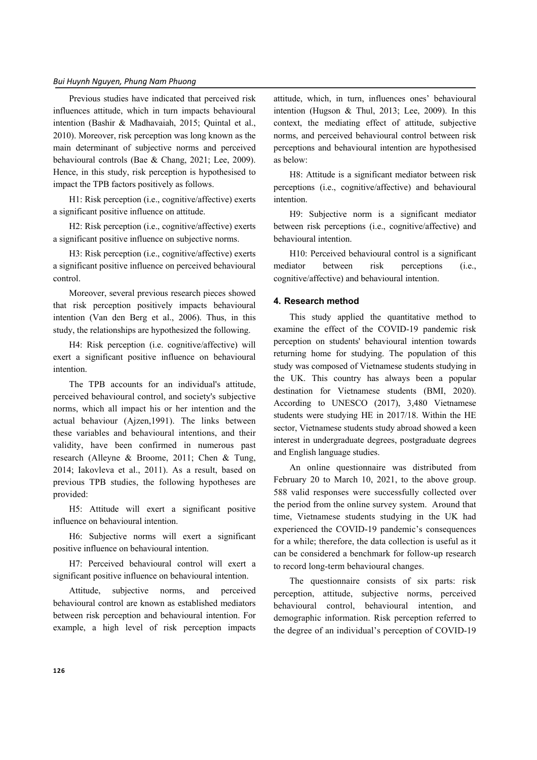Previous studies have indicated that perceived risk influences attitude, which in turn impacts behavioural intention (Bashir & Madhavaiah, 2015; Quintal et al., 2010). Moreover, risk perception was long known as the main determinant of subjective norms and perceived behavioural controls (Bae & Chang, 2021; Lee, 2009). Hence, in this study, risk perception is hypothesised to impact the TPB factors positively as follows.

H1: Risk perception (i.e., cognitive/affective) exerts a significant positive influence on attitude.

H2: Risk perception (i.e., cognitive/affective) exerts a significant positive influence on subjective norms.

H3: Risk perception (i.e., cognitive/affective) exerts a significant positive influence on perceived behavioural control.

Moreover, several previous research pieces showed that risk perception positively impacts behavioural intention (Van den Berg et al., 2006). Thus, in this study, the relationships are hypothesized the following.

H4: Risk perception (i.e. cognitive/affective) will exert a significant positive influence on behavioural intention.

The TPB accounts for an individual's attitude, perceived behavioural control, and society's subjective norms, which all impact his or her intention and the actual behaviour (Ajzen,1991). The links between these variables and behavioural intentions, and their validity, have been confirmed in numerous past research (Alleyne & Broome, 2011; Chen & Tung, 2014; Iakovleva et al., 2011). As a result, based on previous TPB studies, the following hypotheses are provided:

H5: Attitude will exert a significant positive influence on behavioural intention.

H6: Subjective norms will exert a significant positive influence on behavioural intention.

H7: Perceived behavioural control will exert a significant positive influence on behavioural intention.

Attitude, subjective norms, and perceived behavioural control are known as established mediators between risk perception and behavioural intention. For example, a high level of risk perception impacts attitude, which, in turn, influences ones' behavioural intention (Hugson & Thul, 2013; Lee, 2009). In this context, the mediating effect of attitude, subjective norms, and perceived behavioural control between risk perceptions and behavioural intention are hypothesised as below:

H8: Attitude is a significant mediator between risk perceptions (i.e., cognitive/affective) and behavioural intention.

H9: Subjective norm is a significant mediator between risk perceptions (i.e., cognitive/affective) and behavioural intention.

H10: Perceived behavioural control is a significant mediator between risk perceptions (i.e., cognitive/affective) and behavioural intention.

## 4. Research method

This study applied the quantitative method to examine the effect of the COVID-19 pandemic risk perception on students' behavioural intention towards returning home for studying. The population of this study was composed of Vietnamese students studying in the UK. This country has always been a popular destination for Vietnamese students (BMI, 2020). According to UNESCO (2017), 3,480 Vietnamese students were studying HE in 2017/18. Within the HE sector, Vietnamese students study abroad showed a keen interest in undergraduate degrees, postgraduate degrees and English language studies.

An online questionnaire was distributed from February 20 to March 10, 2021, to the above group. 588 valid responses were successfully collected over the period from the online survey system. Around that time, Vietnamese students studying in the UK had experienced the COVID-19 pandemic's consequences for a while; therefore, the data collection is useful as it can be considered a benchmark for follow-up research to record long-term behavioural changes.

The questionnaire consists of six parts: risk perception, attitude, subjective norms, perceived behavioural control, behavioural intention, and demographic information. Risk perception referred to the degree of an individual's perception of COVID-19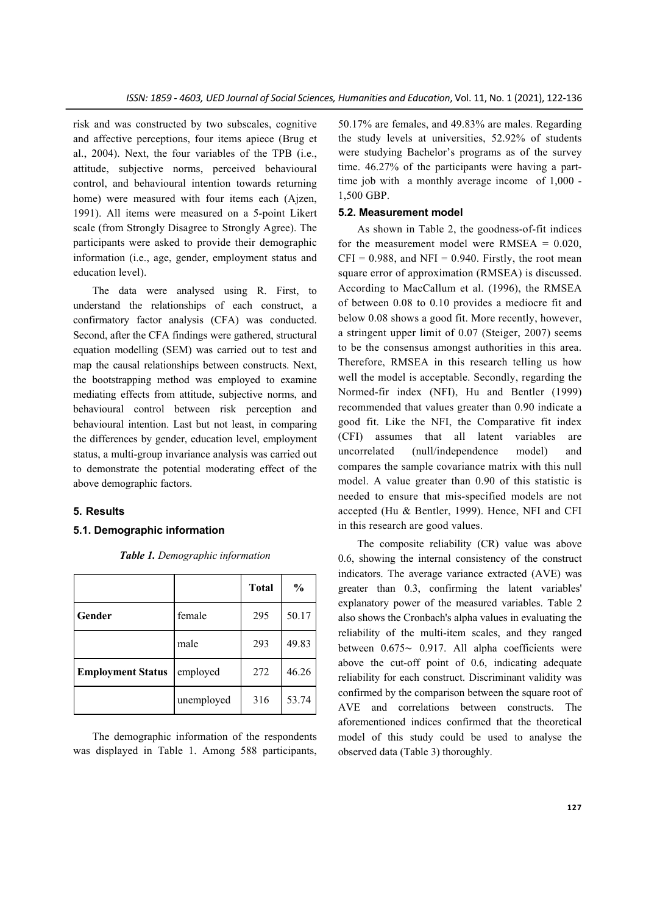risk and was constructed by two subscales, cognitive and affective perceptions, four items apiece (Brug et al., 2004). Next, the four variables of the TPB (i.e., attitude, subjective norms, perceived behavioural control, and behavioural intention towards returning home) were measured with four items each (Ajzen, 1991). All items were measured on a 5-point Likert scale (from Strongly Disagree to Strongly Agree). The participants were asked to provide their demographic information (i.e., age, gender, employment status and education level).

The data were analysed using R. First, to understand the relationships of each construct, a confirmatory factor analysis (CFA) was conducted. Second, after the CFA findings were gathered, structural equation modelling (SEM) was carried out to test and map the causal relationships between constructs. Next, the bootstrapping method was employed to examine mediating effects from attitude, subjective norms, and behavioural control between risk perception and behavioural intention. Last but not least, in comparing the differences by gender, education level, employment status, a multi-group invariance analysis was carried out to demonstrate the potential moderating effect of the above demographic factors.

## 5. Results

### 5.1. Demographic information

***Table 1.*** *Demographic information*

| | | Total | % |
|---|---|---|---|
| **Gender** | female | 295 | 50.17 |
| | male | 293 | 49.83 |
| **Employment Status** | employed | 272 | 46.26 |
| | unemployed | 316 | 53.74 |

The demographic information of the respondents was displayed in Table 1. Among 588 participants, 50.17% are females, and 49.83% are males. Regarding the study levels at universities, 52.92% of students were studying Bachelor's programs as of the survey time. 46.27% of the participants were having a part-time job with a monthly average income of 1,000 - 1,500 GBP.

### 5.2. Measurement model

As shown in Table 2, the goodness-of-fit indices for the measurement model were RMSEA = 0.020, CFI = 0.988, and NFI = 0.940. Firstly, the root mean square error of approximation (RMSEA) is discussed. According to MacCallum et al. (1996), the RMSEA of between 0.08 to 0.10 provides a mediocre fit and below 0.08 shows a good fit. More recently, however, a stringent upper limit of 0.07 (Steiger, 2007) seems to be the consensus amongst authorities in this area. Therefore, RMSEA in this research telling us how well the model is acceptable. Secondly, regarding the Normed-fir index (NFI), Hu and Bentler (1999) recommended that values greater than 0.90 indicate a good fit. Like the NFI, the Comparative fit index (CFI) assumes that all latent variables are uncorrelated (null/independence model) and compares the sample covariance matrix with this null model. A value greater than 0.90 of this statistic is needed to ensure that mis-specified models are not accepted (Hu & Bentler, 1999). Hence, NFI and CFI in this research are good values.

The composite reliability (CR) value was above 0.6, showing the internal consistency of the construct indicators. The average variance extracted (AVE) was greater than 0.3, confirming the latent variables' explanatory power of the measured variables. Table 2 also shows the Cronbach's alpha values in evaluating the reliability of the multi-item scales, and they ranged between 0.675～ 0.917. All alpha coefficients were above the cut-off point of 0.6, indicating adequate reliability for each construct. Discriminant validity was confirmed by the comparison between the square root of AVE and correlations between constructs. The aforementioned indices confirmed that the theoretical model of this study could be used to analyse the observed data (Table 3) thoroughly.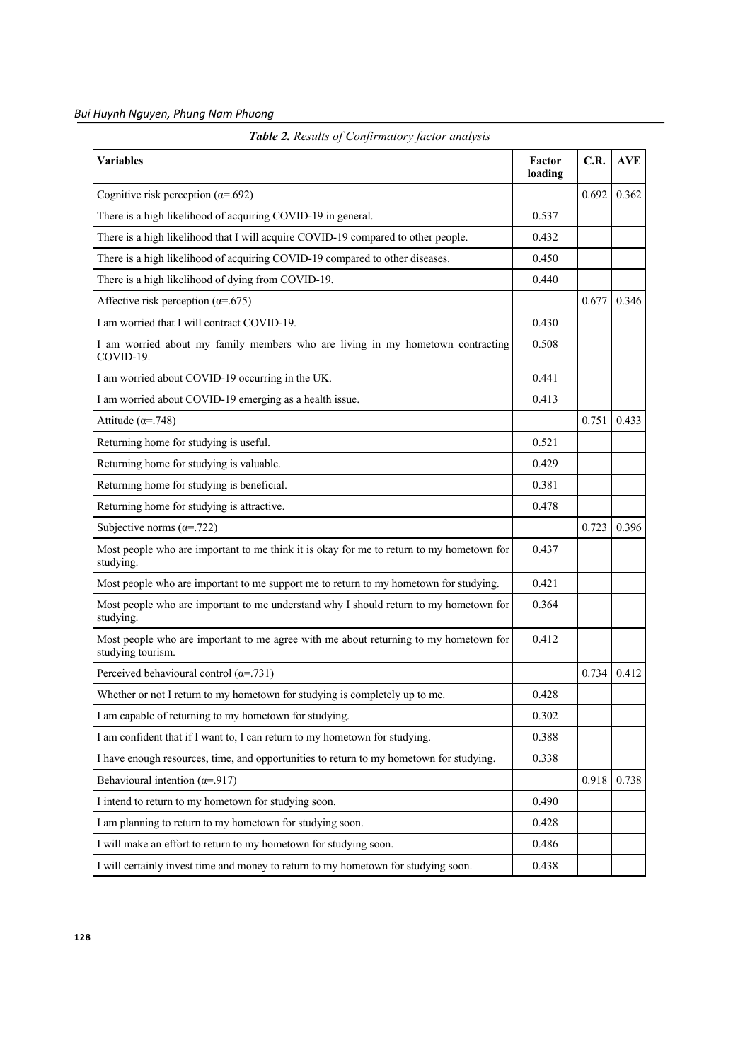***Table 2.** Results of Confirmatory factor analysis*

| **Variables** | **Factor loading** | **C.R.** | **AVE** |
|---|---|---|---|
| Cognitive risk perception (α=.692) | | 0.692 | 0.362 |
| There is a high likelihood of acquiring COVID-19 in general. | 0.537 | | |
| There is a high likelihood that I will acquire COVID-19 compared to other people. | 0.432 | | |
| There is a high likelihood of acquiring COVID-19 compared to other diseases. | 0.450 | | |
| There is a high likelihood of dying from COVID-19. | 0.440 | | |
| Affective risk perception (α=.675) | | 0.677 | 0.346 |
| I am worried that I will contract COVID-19. | 0.430 | | |
| I am worried about my family members who are living in my hometown contracting COVID-19. | 0.508 | | |
| I am worried about COVID-19 occurring in the UK. | 0.441 | | |
| I am worried about COVID-19 emerging as a health issue. | 0.413 | | |
| Attitude (α=.748) | | 0.751 | 0.433 |
| Returning home for studying is useful. | 0.521 | | |
| Returning home for studying is valuable. | 0.429 | | |
| Returning home for studying is beneficial. | 0.381 | | |
| Returning home for studying is attractive. | 0.478 | | |
| Subjective norms (α=.722) | | 0.723 | 0.396 |
| Most people who are important to me think it is okay for me to return to my hometown for studying. | 0.437 | | |
| Most people who are important to me support me to return to my hometown for studying. | 0.421 | | |
| Most people who are important to me understand why I should return to my hometown for studying. | 0.364 | | |
| Most people who are important to me agree with me about returning to my hometown for studying tourism. | 0.412 | | |
| Perceived behavioural control (α=.731) | | 0.734 | 0.412 |
| Whether or not I return to my hometown for studying is completely up to me. | 0.428 | | |
| I am capable of returning to my hometown for studying. | 0.302 | | |
| I am confident that if I want to, I can return to my hometown for studying. | 0.388 | | |
| I have enough resources, time, and opportunities to return to my hometown for studying. | 0.338 | | |
| Behavioural intention (α=.917) | | 0.918 | 0.738 |
| I intend to return to my hometown for studying soon. | 0.490 | | |
| I am planning to return to my hometown for studying soon. | 0.428 | | |
| I will make an effort to return to my hometown for studying soon. | 0.486 | | |
| I will certainly invest time and money to return to my hometown for studying soon. | 0.438 | | |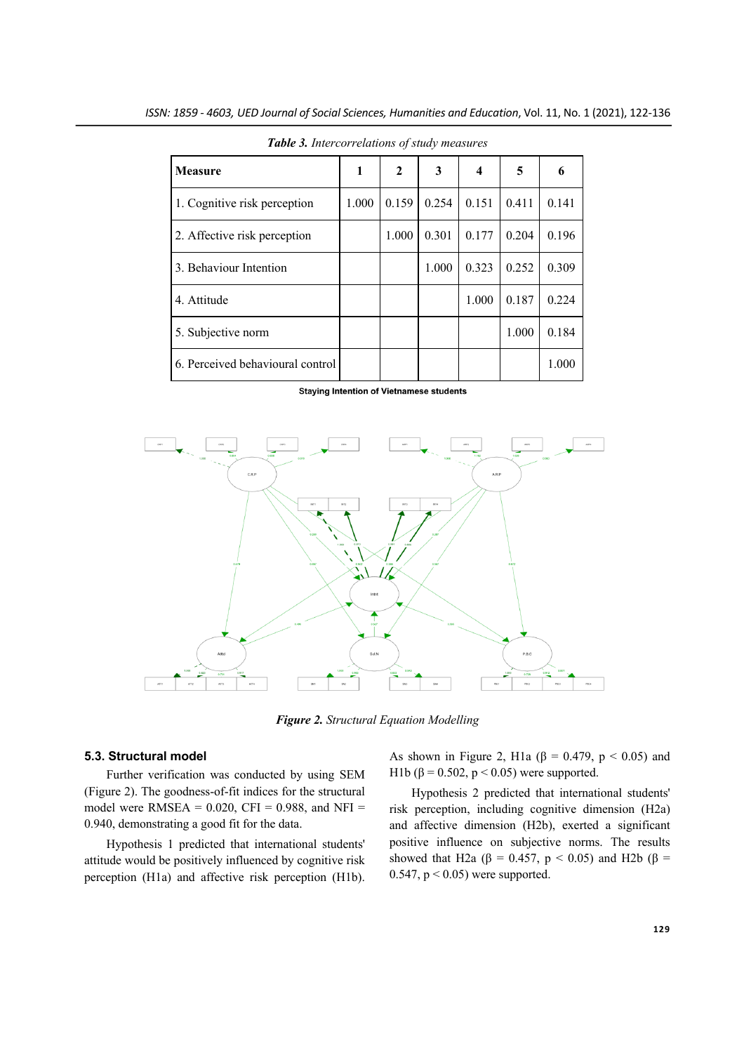*Table 3. Intercorrelations of study measures*

| Measure | 1 | 2 | 3 | 4 | 5 | 6 |
|---|---|---|---|---|---|---|
| 1. Cognitive risk perception | 1.000 | 0.159 | 0.254 | 0.151 | 0.411 | 0.141 |
| 2. Affective risk perception | | 1.000 | 0.301 | 0.177 | 0.204 | 0.196 |
| 3. Behaviour Intention | | | 1.000 | 0.323 | 0.252 | 0.309 |
| 4. Attitude | | | | 1.000 | 0.187 | 0.224 |
| 5. Subjective norm | | | | | 1.000 | 0.184 |
| 6. Perceived behavioural control | | | | | | 1.000 |

**Staying Intention of Vietnamese students**

***Figure 2.*** *Structural Equation Modelling*

### 5.3. Structural model

Further verification was conducted by using SEM (Figure 2). The goodness-of-fit indices for the structural model were RMSEA = 0.020, CFI = 0.988, and NFI = 0.940, demonstrating a good fit for the data.

Hypothesis 1 predicted that international students' attitude would be positively influenced by cognitive risk perception (H1a) and affective risk perception (H1b). As shown in Figure 2, H1a ($\beta$ = 0.479, $p < 0.05$) and H1b ($\beta$ = 0.502, $p < 0.05$) were supported.

Hypothesis 2 predicted that international students' risk perception, including cognitive dimension (H2a) and affective dimension (H2b), exerted a significant positive influence on subjective norms. The results showed that H2a ($\beta$ = 0.457, $p < 0.05$) and H2b ($\beta$ = 0.547, $p < 0.05$) were supported.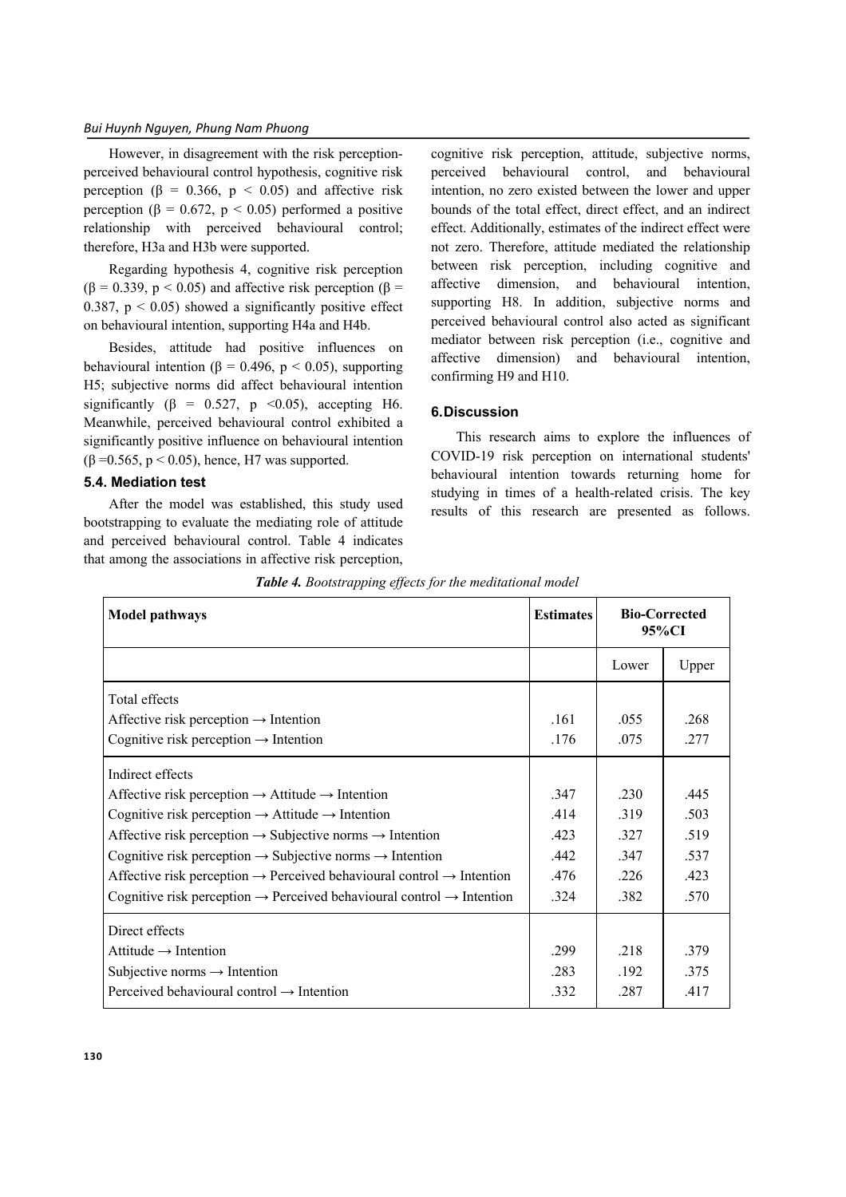However, in disagreement with the risk perception-perceived behavioural control hypothesis, cognitive risk perception ($\beta = 0.366$, $p < 0.05$) and affective risk perception ($\beta = 0.672$, $p < 0.05$) performed a positive relationship with perceived behavioural control; therefore, H3a and H3b were supported.

Regarding hypothesis 4, cognitive risk perception ($\beta = 0.339$, $p < 0.05$) and affective risk perception ($\beta = 0.387$, $p < 0.05$) showed a significantly positive effect on behavioural intention, supporting H4a and H4b.

Besides, attitude had positive influences on behavioural intention ($\beta = 0.496$, $p < 0.05$), supporting H5; subjective norms did affect behavioural intention significantly ($\beta = 0.527$, $p < 0.05$), accepting H6. Meanwhile, perceived behavioural control exhibited a significantly positive influence on behavioural intention ($\beta = 0.565$, $p < 0.05$), hence, H7 was supported.

### 5.4. Mediation test

After the model was established, this study used bootstrapping to evaluate the mediating role of attitude and perceived behavioural control. Table 4 indicates that among the associations in affective risk perception, cognitive risk perception, attitude, subjective norms, perceived behavioural control, and behavioural intention, no zero existed between the lower and upper bounds of the total effect, direct effect, and an indirect effect. Additionally, estimates of the indirect effect were not zero. Therefore, attitude mediated the relationship between risk perception, including cognitive and affective dimension, and behavioural intention, supporting H8. In addition, subjective norms and perceived behavioural control also acted as significant mediator between risk perception (i.e., cognitive and affective dimension) and behavioural intention, confirming H9 and H10.

*Table 4. Bootstrapping effects for the meditational model*

| Model pathways | Estimates | Bio-Corrected 95%CI | |
|---|---|---|---|
| | | Lower | Upper |
| Total effects | | | |
| Affective risk perception → Intention | .161 | .055 | .268 |
| Cognitive risk perception → Intention | .176 | .075 | .277 |
| Indirect effects | | | |
| Affective risk perception → Attitude → Intention | .347 | .230 | .445 |
| Cognitive risk perception → Attitude → Intention | .414 | .319 | .503 |
| Affective risk perception → Subjective norms → Intention | .423 | .327 | .519 |
| Cognitive risk perception → Subjective norms → Intention | .442 | .347 | .537 |
| Affective risk perception → Perceived behavioural control → Intention | .476 | .226 | .423 |
| Cognitive risk perception → Perceived behavioural control → Intention | .324 | .382 | .570 |
| Direct effects | | | |
| Attitude → Intention | .299 | .218 | .379 |
| Subjective norms → Intention | .283 | .192 | .375 |
| Perceived behavioural control → Intention | .332 | .287 | .417 |

## 6. Discussion

This research aims to explore the influences of COVID-19 risk perception on international students' behavioural intention towards returning home for studying in times of a health-related crisis. The key results of this research are presented as follows.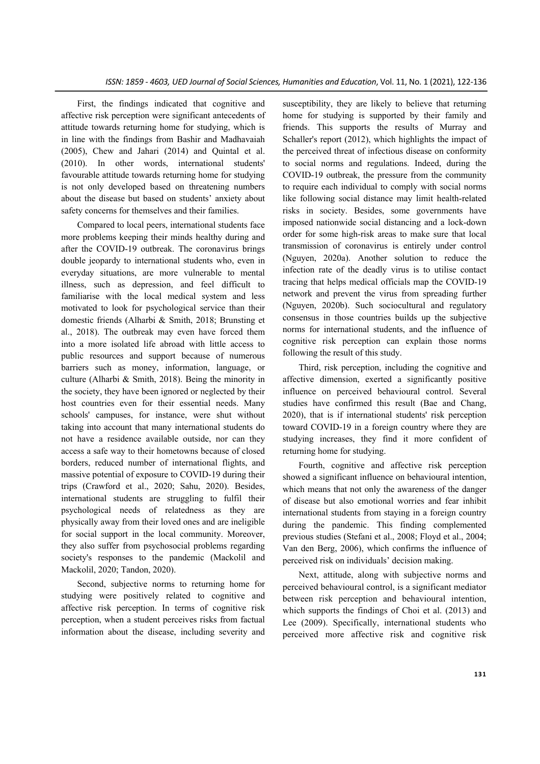First, the findings indicated that cognitive and affective risk perception were significant antecedents of attitude towards returning home for studying, which is in line with the findings from Bashir and Madhavaiah (2005), Chew and Jahari (2014) and Quintal et al. (2010). In other words, international students' favourable attitude towards returning home for studying is not only developed based on threatening numbers about the disease but based on students' anxiety about safety concerns for themselves and their families.

Compared to local peers, international students face more problems keeping their minds healthy during and after the COVID-19 outbreak. The coronavirus brings double jeopardy to international students who, even in everyday situations, are more vulnerable to mental illness, such as depression, and feel difficult to familiarise with the local medical system and less motivated to look for psychological service than their domestic friends (Alharbi & Smith, 2018; Brunsting et al., 2018). The outbreak may even have forced them into a more isolated life abroad with little access to public resources and support because of numerous barriers such as money, information, language, or culture (Alharbi & Smith, 2018). Being the minority in the society, they have been ignored or neglected by their host countries even for their essential needs. Many schools' campuses, for instance, were shut without taking into account that many international students do not have a residence available outside, nor can they access a safe way to their hometowns because of closed borders, reduced number of international flights, and massive potential of exposure to COVID-19 during their trips (Crawford et al., 2020; Sahu, 2020). Besides, international students are struggling to fulfil their psychological needs of relatedness as they are physically away from their loved ones and are ineligible for social support in the local community. Moreover, they also suffer from psychosocial problems regarding society's responses to the pandemic (Mackolil and Mackolil, 2020; Tandon, 2020).

Second, subjective norms to returning home for studying were positively related to cognitive and affective risk perception. In terms of cognitive risk perception, when a student perceives risks from factual information about the disease, including severity and susceptibility, they are likely to believe that returning home for studying is supported by their family and friends. This supports the results of Murray and Schaller's report (2012), which highlights the impact of the perceived threat of infectious disease on conformity to social norms and regulations. Indeed, during the COVID-19 outbreak, the pressure from the community to require each individual to comply with social norms like following social distance may limit health-related risks in society. Besides, some governments have imposed nationwide social distancing and a lock-down order for some high-risk areas to make sure that local transmission of coronavirus is entirely under control (Nguyen, 2020a). Another solution to reduce the infection rate of the deadly virus is to utilise contact tracing that helps medical officials map the COVID-19 network and prevent the virus from spreading further (Nguyen, 2020b). Such sociocultural and regulatory consensus in those countries builds up the subjective norms for international students, and the influence of cognitive risk perception can explain those norms following the result of this study.

Third, risk perception, including the cognitive and affective dimension, exerted a significantly positive influence on perceived behavioural control. Several studies have confirmed this result (Bae and Chang, 2020), that is if international students' risk perception toward COVID-19 in a foreign country where they are studying increases, they find it more confident of returning home for studying.

Fourth, cognitive and affective risk perception showed a significant influence on behavioural intention, which means that not only the awareness of the danger of disease but also emotional worries and fear inhibit international students from staying in a foreign country during the pandemic. This finding complemented previous studies (Stefani et al., 2008; Floyd et al., 2004; Van den Berg, 2006), which confirms the influence of perceived risk on individuals' decision making.

Next, attitude, along with subjective norms and perceived behavioural control, is a significant mediator between risk perception and behavioural intention, which supports the findings of Choi et al. (2013) and Lee (2009). Specifically, international students who perceived more affective risk and cognitive risk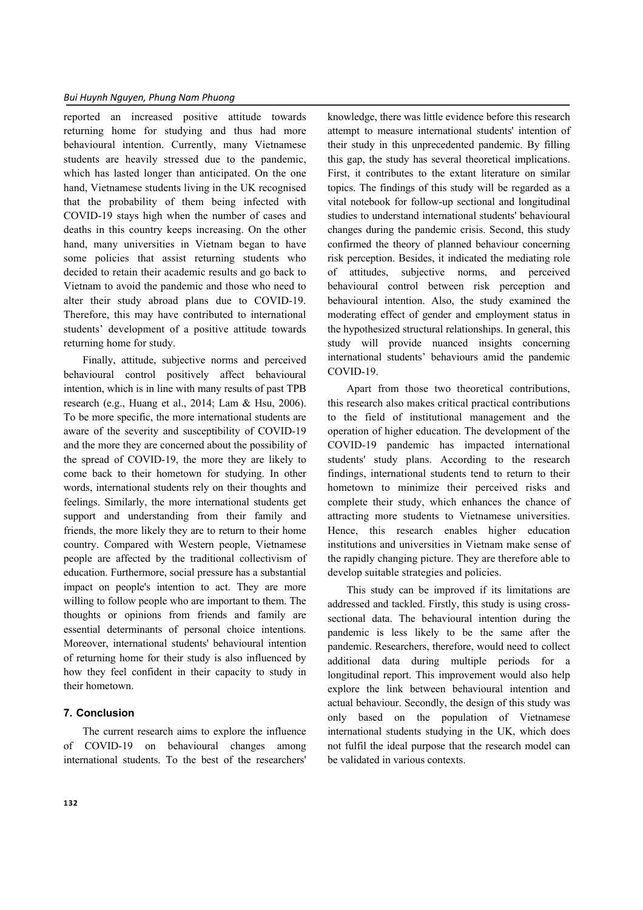reported an increased positive attitude towards returning home for studying and thus had more behavioural intention. Currently, many Vietnamese students are heavily stressed due to the pandemic, which has lasted longer than anticipated. On the one hand, Vietnamese students living in the UK recognised that the probability of them being infected with COVID-19 stays high when the number of cases and deaths in this country keeps increasing. On the other hand, many universities in Vietnam began to have some policies that assist returning students who decided to retain their academic results and go back to Vietnam to avoid the pandemic and those who need to alter their study abroad plans due to COVID-19. Therefore, this may have contributed to international students' development of a positive attitude towards returning home for study.

Finally, attitude, subjective norms and perceived behavioural control positively affect behavioural intention, which is in line with many results of past TPB research (e.g., Huang et al., 2014; Lam & Hsu, 2006). To be more specific, the more international students are aware of the severity and susceptibility of COVID-19 and the more they are concerned about the possibility of the spread of COVID-19, the more they are likely to come back to their hometown for studying. In other words, international students rely on their thoughts and feelings. Similarly, the more international students get support and understanding from their family and friends, the more likely they are to return to their home country. Compared with Western people, Vietnamese people are affected by the traditional collectivism of education. Furthermore, social pressure has a substantial impact on people's intention to act. They are more willing to follow people who are important to them. The thoughts or opinions from friends and family are essential determinants of personal choice intentions. Moreover, international students' behavioural intention of returning home for their study is also influenced by how they feel confident in their capacity to study in their hometown.

## 7. Conclusion

The current research aims to explore the influence of COVID-19 on behavioural changes among international students. To the best of the researchers' knowledge, there was little evidence before this research attempt to measure international students' intention of their study in this unprecedented pandemic. By filling this gap, the study has several theoretical implications. First, it contributes to the extant literature on similar topics. The findings of this study will be regarded as a vital notebook for follow-up sectional and longitudinal studies to understand international students' behavioural changes during the pandemic crisis. Second, this study confirmed the theory of planned behaviour concerning risk perception. Besides, it indicated the mediating role of attitudes, subjective norms, and perceived behavioural control between risk perception and behavioural intention. Also, the study examined the moderating effect of gender and employment status in the hypothesized structural relationships. In general, this study will provide nuanced insights concerning international students' behaviours amid the pandemic COVID-19.

Apart from those two theoretical contributions, this research also makes critical practical contributions to the field of institutional management and the operation of higher education. The development of the COVID-19 pandemic has impacted international students' study plans. According to the research findings, international students tend to return to their hometown to minimize their perceived risks and complete their study, which enhances the chance of attracting more students to Vietnamese universities. Hence, this research enables higher education institutions and universities in Vietnam make sense of the rapidly changing picture. They are therefore able to develop suitable strategies and policies.

This study can be improved if its limitations are addressed and tackled. Firstly, this study is using cross-sectional data. The behavioural intention during the pandemic is less likely to be the same after the pandemic. Researchers, therefore, would need to collect additional data during multiple periods for a longitudinal report. This improvement would also help explore the link between behavioural intention and actual behaviour. Secondly, the design of this study was only based on the population of Vietnamese international students studying in the UK, which does not fulfil the ideal purpose that the research model can be validated in various contexts.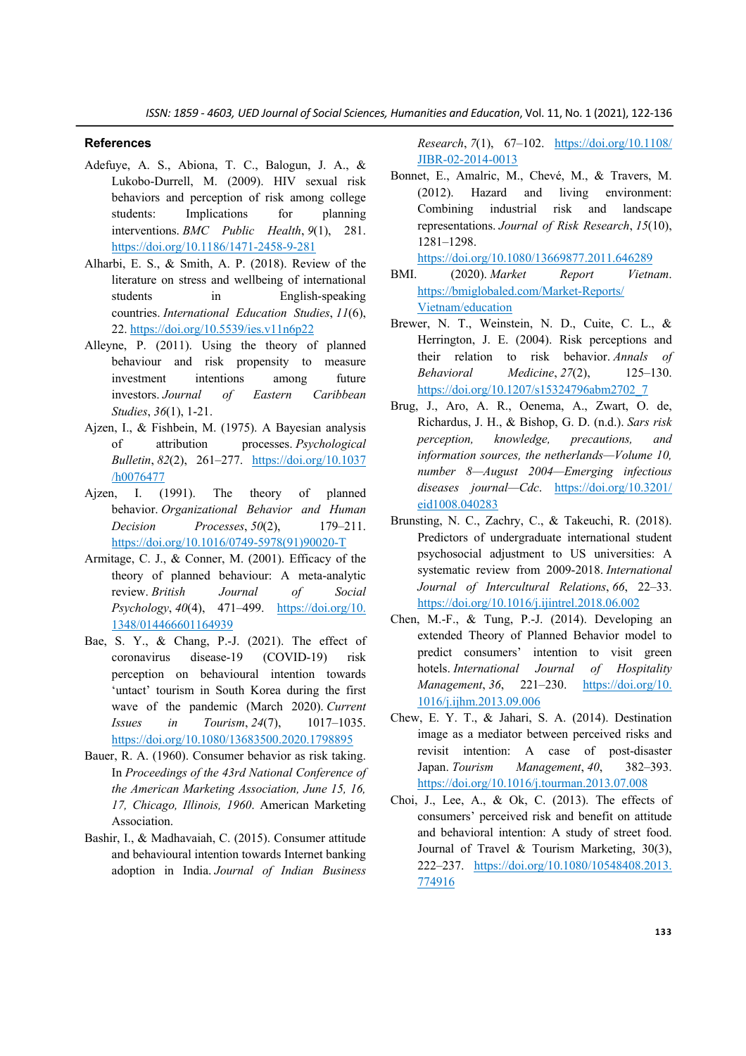## References

Adefuye, A. S., Abiona, T. C., Balogun, J. A., & Lukobo-Durrell, M. (2009). HIV sexual risk behaviors and perception of risk among college students: Implications for planning interventions. *BMC Public Health*, *9*(1), 281. https://doi.org/10.1186/1471-2458-9-281

Alharbi, E. S., & Smith, A. P. (2018). Review of the literature on stress and wellbeing of international students in English-speaking countries. *International Education Studies*, *11*(6), 22. https://doi.org/10.5539/ies.v11n6p22

Alleyne, P. (2011). Using the theory of planned behaviour and risk propensity to measure investment intentions among future investors. *Journal of Eastern Caribbean Studies*, *36*(1), 1-21.

Ajzen, I., & Fishbein, M. (1975). A Bayesian analysis of attribution processes. *Psychological Bulletin*, *82*(2), 261–277. https://doi.org/10.1037/h0076477

Ajzen, I. (1991). The theory of planned behavior. *Organizational Behavior and Human Decision Processes*, *50*(2), 179–211. https://doi.org/10.1016/0749-5978(91)90020-T

Armitage, C. J., & Conner, M. (2001). Efficacy of the theory of planned behaviour: A meta-analytic review. *British Journal of Social Psychology*, *40*(4), 471–499. https://doi.org/10.1348/014466601164939

Bae, S. Y., & Chang, P.-J. (2021). The effect of coronavirus disease-19 (COVID-19) risk perception on behavioural intention towards 'untact' tourism in South Korea during the first wave of the pandemic (March 2020). *Current Issues in Tourism*, *24*(7), 1017–1035. https://doi.org/10.1080/13683500.2020.1798895

Bauer, R. A. (1960). Consumer behavior as risk taking. In *Proceedings of the 43rd National Conference of the American Marketing Association, June 15, 16, 17, Chicago, Illinois, 1960*. American Marketing Association.

Bashir, I., & Madhavaiah, C. (2015). Consumer attitude and behavioural intention towards Internet banking adoption in India. *Journal of Indian Business Research*, *7*(1), 67–102. https://doi.org/10.1108/JIBR-02-2014-0013

Bonnet, E., Amalric, M., Chevé, M., & Travers, M. (2012). Hazard and living environment: Combining industrial risk and landscape representations. *Journal of Risk Research*, *15*(10), 1281–1298. https://doi.org/10.1080/13669877.2011.646289

BMI. (2020). *Market Report Vietnam*. https://bmiglobaled.com/Market-Reports/Vietnam/education

Brewer, N. T., Weinstein, N. D., Cuite, C. L., & Herrington, J. E. (2004). Risk perceptions and their relation to risk behavior. *Annals of Behavioral Medicine*, *27*(2), 125–130. https://doi.org/10.1207/s15324796abm2702_7

Brug, J., Aro, A. R., Oenema, A., Zwart, O. de, Richardus, J. H., & Bishop, G. D. (n.d.). *Sars risk perception, knowledge, precautions, and information sources, the netherlands—Volume 10, number 8—August 2004—Emerging infectious diseases journal—Cdc*. https://doi.org/10.3201/eid1008.040283

Brunsting, N. C., Zachry, C., & Takeuchi, R. (2018). Predictors of undergraduate international student psychosocial adjustment to US universities: A systematic review from 2009-2018. *International Journal of Intercultural Relations*, *66*, 22–33. https://doi.org/10.1016/j.ijintrel.2018.06.002

Chen, M.-F., & Tung, P.-J. (2014). Developing an extended Theory of Planned Behavior model to predict consumers' intention to visit green hotels. *International Journal of Hospitality Management*, *36*, 221–230. https://doi.org/10.1016/j.ijhm.2013.09.006

Chew, E. Y. T., & Jahari, S. A. (2014). Destination image as a mediator between perceived risks and revisit intention: A case of post-disaster Japan. *Tourism Management*, *40*, 382–393. https://doi.org/10.1016/j.tourman.2013.07.008

Choi, J., Lee, A., & Ok, C. (2013). The effects of consumers' perceived risk and benefit on attitude and behavioral intention: A study of street food. Journal of Travel & Tourism Marketing, 30(3), 222–237. https://doi.org/10.1080/10548408.2013.774916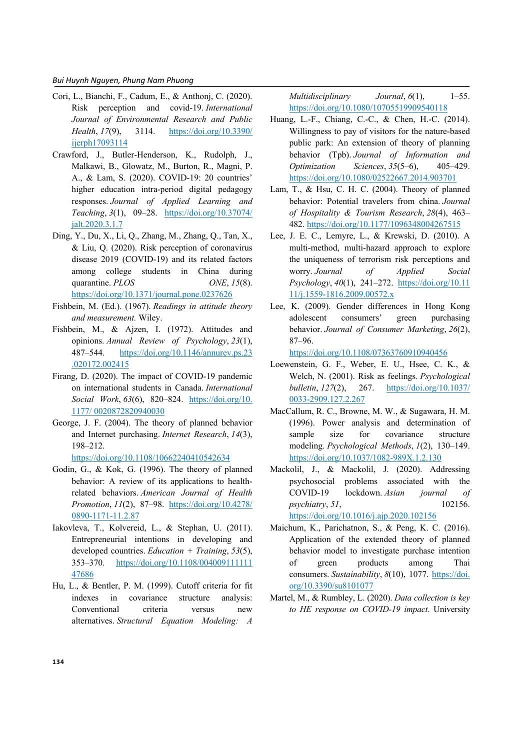Cori, L., Bianchi, F., Cadum, E., & Anthonj, C. (2020). Risk perception and covid-19. *International Journal of Environmental Research and Public Health*, *17*(9), 3114. https://doi.org/10.3390/ijerph17093114

Crawford, J., Butler-Henderson, K., Rudolph, J., Malkawi, B., Glowatz, M., Burton, R., Magni, P. A., & Lam, S. (2020). COVID-19: 20 countries' higher education intra-period digital pedagogy responses. *Journal of Applied Learning and Teaching*, *3*(1), 09–28. https://doi.org/10.37074/jalt.2020.3.1.7

Ding, Y., Du, X., Li, Q., Zhang, M., Zhang, Q., Tan, X., & Liu, Q. (2020). Risk perception of coronavirus disease 2019 (COVID-19) and its related factors among college students in China during quarantine. *PLOS ONE*, *15*(8). https://doi.org/10.1371/journal.pone.0237626

Fishbein, M. (Ed.). (1967). *Readings in attitude theory and measurement.* Wiley.

Fishbein, M., & Ajzen, I. (1972). Attitudes and opinions. *Annual Review of Psychology*, *23*(1), 487–544. https://doi.org/10.1146/annurev.ps.23.020172.002415

Firang, D. (2020). The impact of COVID-19 pandemic on international students in Canada. *International Social Work*, *63*(6), 820–824. https://doi.org/10.1177/ 0020872820940030

George, J. F. (2004). The theory of planned behavior and Internet purchasing. *Internet Research*, *14*(3), 198–212. https://doi.org/10.1108/10662240410542634

Godin, G., & Kok, G. (1996). The theory of planned behavior: A review of its applications to health-related behaviors. *American Journal of Health Promotion*, *11*(2), 87–98. https://doi.org/10.4278/0890-1171-11.2.87

Iakovleva, T., Kolvereid, L., & Stephan, U. (2011). Entrepreneurial intentions in developing and developed countries. *Education + Training*, *53*(5), 353–370. https://doi.org/10.1108/00400911111147686

Hu, L., & Bentler, P. M. (1999). Cutoff criteria for fit indexes in covariance structure analysis: Conventional criteria versus new alternatives. *Structural Equation Modeling: A Multidisciplinary Journal*, *6*(1), 1–55. https://doi.org/10.1080/10705519909540118

Huang, L.-F., Chiang, C.-C., & Chen, H.-C. (2014). Willingness to pay of visitors for the nature-based public park: An extension of theory of planning behavior (Tpb). *Journal of Information and Optimization Sciences*, *35*(5–6), 405–429. https://doi.org/10.1080/02522667.2014.903701

Lam, T., & Hsu, C. H. C. (2004). Theory of planned behavior: Potential travelers from china. *Journal of Hospitality & Tourism Research*, *28*(4), 463–482. https://doi.org/10.1177/1096348004267515

Lee, J. E. C., Lemyre, L., & Krewski, D. (2010). A multi-method, multi-hazard approach to explore the uniqueness of terrorism risk perceptions and worry. *Journal of Applied Social Psychology*, *40*(1), 241–272. https://doi.org/10.1111/j.1559-1816.2009.00572.x

Lee, K. (2009). Gender differences in Hong Kong adolescent consumers' green purchasing behavior. *Journal of Consumer Marketing*, *26*(2), 87–96. https://doi.org/10.1108/07363760910940456

Loewenstein, G. F., Weber, E. U., Hsee, C. K., & Welch, N. (2001). Risk as feelings. *Psychological bulletin*, *127*(2), 267. https://doi.org/10.1037/0033-2909.127.2.267

MacCallum, R. C., Browne, M. W., & Sugawara, H. M. (1996). Power analysis and determination of sample size for covariance structure modeling. *Psychological Methods*, *1*(2), 130–149. https://doi.org/10.1037/1082-989X.1.2.130

Mackolil, J., & Mackolil, J. (2020). Addressing psychosocial problems associated with the COVID-19 lockdown. *Asian journal of psychiatry*, *51*, 102156. https://doi.org/10.1016/j.ajp.2020.102156

Maichum, K., Parichatnon, S., & Peng, K. C. (2016). Application of the extended theory of planned behavior model to investigate purchase intention of green products among Thai consumers. *Sustainability*, *8*(10), 1077. https://doi.org/10.3390/su8101077

Martel, M., & Rumbley, L. (2020). *Data collection is key to HE response on COVID-19 impact*. University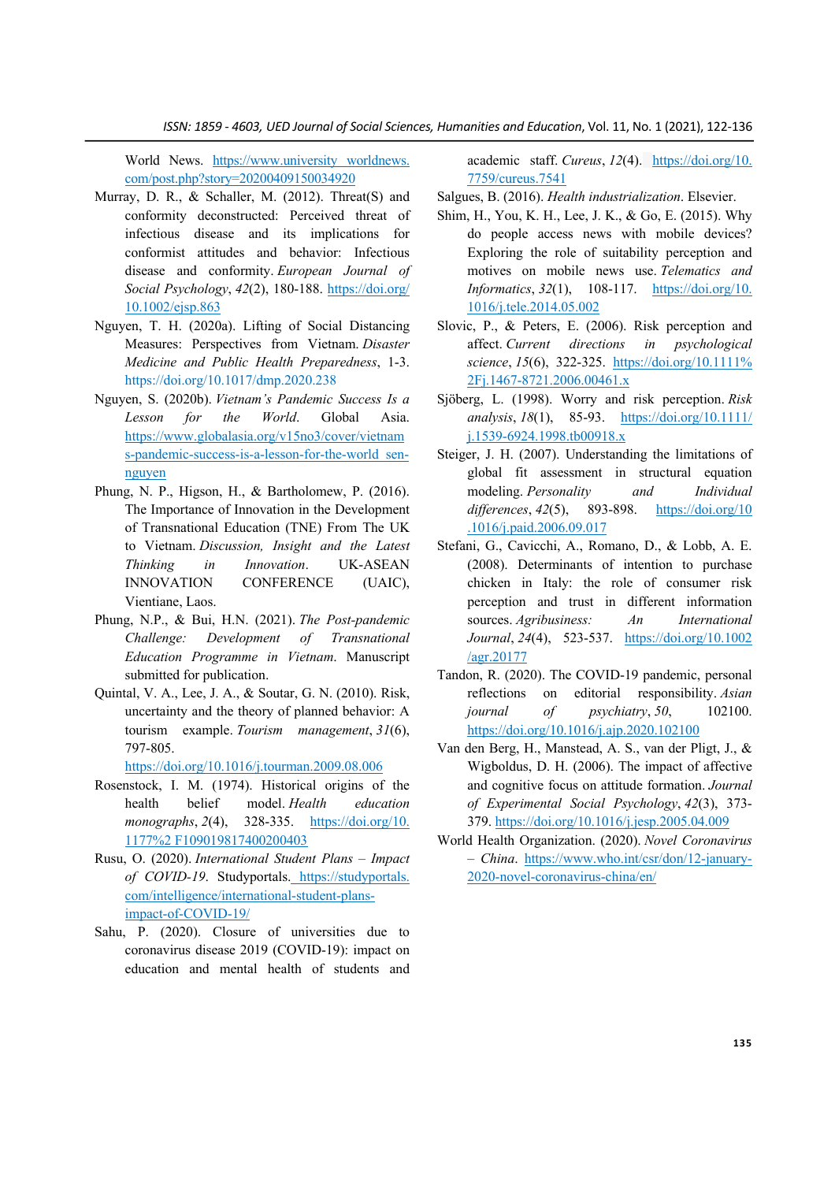World News. https://www.university worldnews.com/post.php?story=20200409150034920

Murray, D. R., & Schaller, M. (2012). Threat(S) and conformity deconstructed: Perceived threat of infectious disease and its implications for conformist attitudes and behavior: Infectious disease and conformity. *European Journal of Social Psychology*, *42*(2), 180-188. https://doi.org/10.1002/ejsp.863

Nguyen, T. H. (2020a). Lifting of Social Distancing Measures: Perspectives from Vietnam. *Disaster Medicine and Public Health Preparedness*, 1-3. https://doi.org/10.1017/dmp.2020.238

Nguyen, S. (2020b). *Vietnam's Pandemic Success Is a Lesson for the World*. Global Asia. https://www.globalasia.org/v15no3/cover/vietnams-pandemic-success-is-a-lesson-for-the-world sen-nguyen

Phung, N. P., Higson, H., & Bartholomew, P. (2016). The Importance of Innovation in the Development of Transnational Education (TNE) From The UK to Vietnam. *Discussion, Insight and the Latest Thinking in Innovation*. UK-ASEAN INNOVATION CONFERENCE (UAIC), Vientiane, Laos.

Phung, N.P., & Bui, H.N. (2021). *The Post-pandemic Challenge: Development of Transnational Education Programme in Vietnam*. Manuscript submitted for publication.

Quintal, V. A., Lee, J. A., & Soutar, G. N. (2010). Risk, uncertainty and the theory of planned behavior: A tourism example. *Tourism management*, *31*(6), 797-805. https://doi.org/10.1016/j.tourman.2009.08.006

Rosenstock, I. M. (1974). Historical origins of the health belief model. *Health education monographs*, *2*(4), 328-335. https://doi.org/10.1177%2 F109019817400200403

Rusu, O. (2020). *International Student Plans – Impact of COVID-19*. Studyportals. https://studyportals.com/intelligence/international-student-plans-impact-of-COVID-19/

Sahu, P. (2020). Closure of universities due to coronavirus disease 2019 (COVID-19): impact on education and mental health of students and academic staff. *Cureus*, *12*(4). https://doi.org/10.7759/cureus.7541

Salgues, B. (2016). *Health industrialization*. Elsevier.

Shim, H., You, K. H., Lee, J. K., & Go, E. (2015). Why do people access news with mobile devices? Exploring the role of suitability perception and motives on mobile news use. *Telematics and Informatics*, *32*(1), 108-117. https://doi.org/10.1016/j.tele.2014.05.002

Slovic, P., & Peters, E. (2006). Risk perception and affect. *Current directions in psychological science*, *15*(6), 322-325. https://doi.org/10.1111%2Fj.1467-8721.2006.00461.x

Sjöberg, L. (1998). Worry and risk perception. *Risk analysis*, *18*(1), 85-93. https://doi.org/10.1111/j.1539-6924.1998.tb00918.x

Steiger, J. H. (2007). Understanding the limitations of global fit assessment in structural equation modeling. *Personality and Individual differences*, *42*(5), 893-898. https://doi.org/10.1016/j.paid.2006.09.017

Stefani, G., Cavicchi, A., Romano, D., & Lobb, A. E. (2008). Determinants of intention to purchase chicken in Italy: the role of consumer risk perception and trust in different information sources. *Agribusiness: An International Journal*, *24*(4), 523-537. https://doi.org/10.1002/agr.20177

Tandon, R. (2020). The COVID-19 pandemic, personal reflections on editorial responsibility. *Asian journal of psychiatry*, *50*, 102100. https://doi.org/10.1016/j.ajp.2020.102100

Van den Berg, H., Manstead, A. S., van der Pligt, J., & Wigboldus, D. H. (2006). The impact of affective and cognitive focus on attitude formation. *Journal of Experimental Social Psychology*, *42*(3), 373-379. https://doi.org/10.1016/j.jesp.2005.04.009

World Health Organization. (2020). *Novel Coronavirus – China*. https://www.who.int/csr/don/12-january-2020-novel-coronavirus-china/en/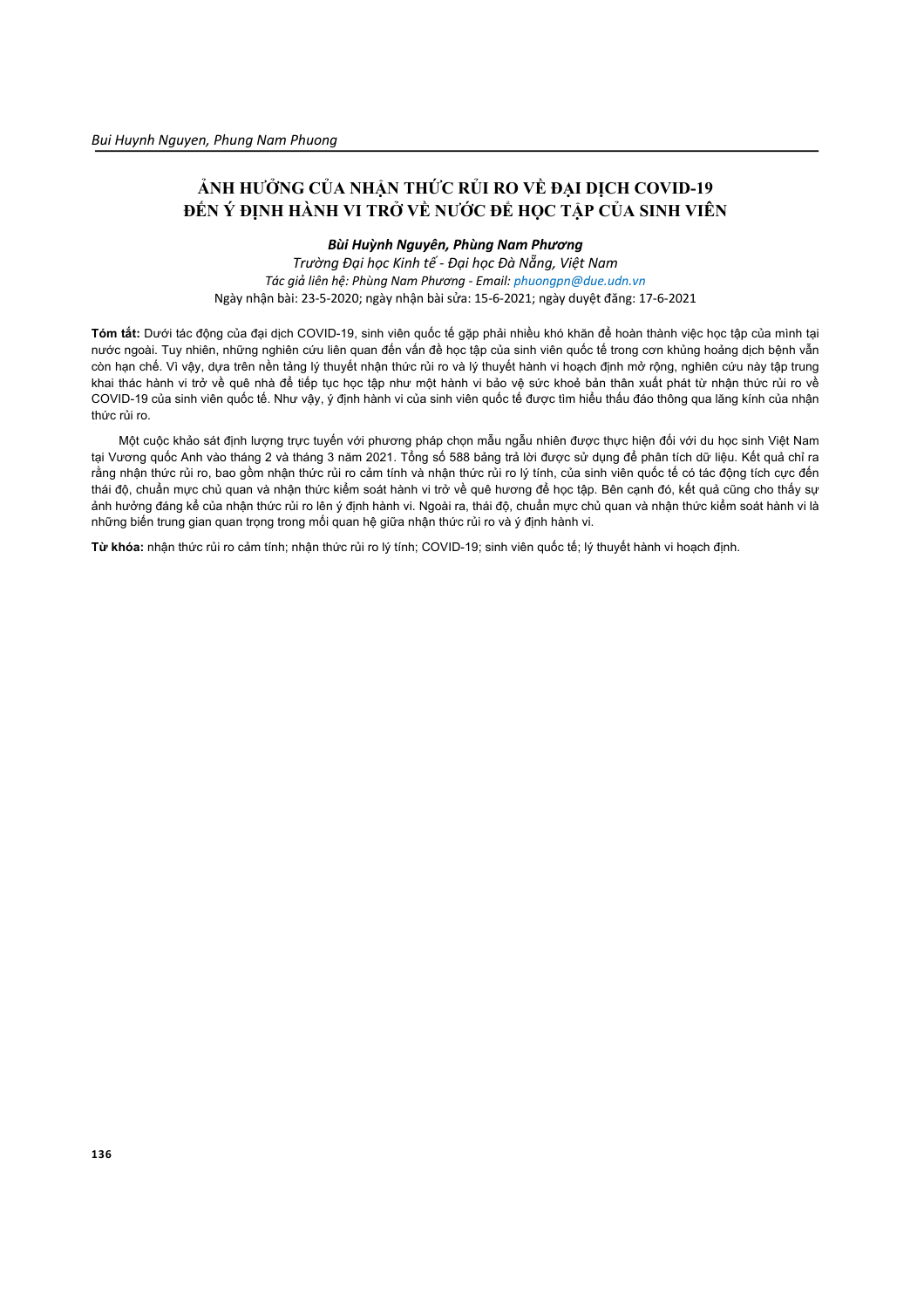# ẢNH HƯỞNG CỦA NHẬN THỨC RỦI RO VỀ ĐẠI DỊCH COVID-19 ĐẾN Ý ĐỊNH HÀNH VI TRỞ VỀ NƯỚC ĐỂ HỌC TẬP CỦA SINH VIÊN

***Bùi Huỳnh Nguyên, Phùng Nam Phương***

*Trường Đại học Kinh tế - Đại học Đà Nẵng, Việt Nam*

*Tác giả liên hệ: Phùng Nam Phương - Email: phuongpn@due.udn.vn*

Ngày nhận bài: 23-5-2020; ngày nhận bài sửa: 15-6-2021; ngày duyệt đăng: 17-6-2021

**Tóm tắt:** Dưới tác động của đại dịch COVID-19, sinh viên quốc tế gặp phải nhiều khó khăn để hoàn thành việc học tập của mình tại nước ngoài. Tuy nhiên, những nghiên cứu liên quan đến vấn đề học tập của sinh viên quốc tế trong cơn khủng hoảng dịch bệnh vẫn còn hạn chế. Vì vậy, dựa trên nền tảng lý thuyết nhận thức rủi ro và lý thuyết hành vi hoạch định mở rộng, nghiên cứu này tập trung khai thác hành vi trở về quê nhà để tiếp tục học tập như một hành vi bảo vệ sức khoẻ bản thân xuất phát từ nhận thức rủi ro về COVID-19 của sinh viên quốc tế. Như vậy, ý định hành vi của sinh viên quốc tế được tìm hiểu thấu đáo thông qua lăng kính của nhận thức rủi ro.

Một cuộc khảo sát định lượng trực tuyến với phương pháp chọn mẫu ngẫu nhiên được thực hiện đối với du học sinh Việt Nam tại Vương quốc Anh vào tháng 2 và tháng 3 năm 2021. Tổng số 588 bảng trả lời được sử dụng để phân tích dữ liệu. Kết quả chỉ ra rằng nhận thức rủi ro, bao gồm nhận thức rủi ro cảm tính và nhận thức rủi ro lý tính, của sinh viên quốc tế có tác động tích cực đến thái độ, chuẩn mực chủ quan và nhận thức kiểm soát hành vi trở về quê hương để học tập. Bên cạnh đó, kết quả cũng cho thấy sự ảnh hưởng đáng kể của nhận thức rủi ro lên ý định hành vi. Ngoài ra, thái độ, chuẩn mực chủ quan và nhận thức kiểm soát hành vi là những biến trung gian quan trọng trong mối quan hệ giữa nhận thức rủi ro và ý định hành vi.

**Từ khóa:** nhận thức rủi ro cảm tính; nhận thức rủi ro lý tính; COVID-19; sinh viên quốc tế; lý thuyết hành vi hoạch định.